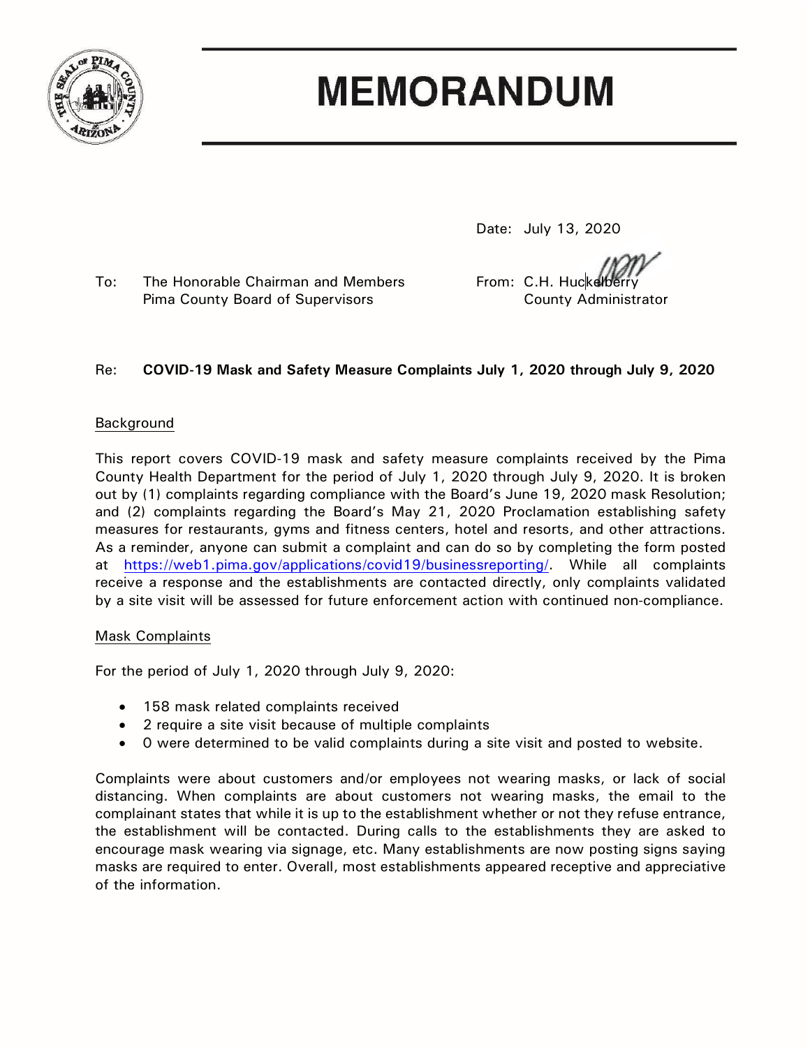# MEMORANDUM

Date: July 13, 2020

To: The Honorable Chairman and Members
Pima County Board of Supervisors

From: C.H. Huckelberry
County Administrator

Re: **COVID-19 Mask and Safety Measure Complaints July 1, 2020 through July 9, 2020**

## Background

This report covers COVID-19 mask and safety measure complaints received by the Pima County Health Department for the period of July 1, 2020 through July 9, 2020. It is broken out by (1) complaints regarding compliance with the Board's June 19, 2020 mask Resolution; and (2) complaints regarding the Board's May 21, 2020 Proclamation establishing safety measures for restaurants, gyms and fitness centers, hotel and resorts, and other attractions. As a reminder, anyone can submit a complaint and can do so by completing the form posted at https://web1.pima.gov/applications/covid19/businessreporting/. While all complaints receive a response and the establishments are contacted directly, only complaints validated by a site visit will be assessed for future enforcement action with continued non-compliance.

## Mask Complaints

For the period of July 1, 2020 through July 9, 2020:

- 158 mask related complaints received
- 2 require a site visit because of multiple complaints
- 0 were determined to be valid complaints during a site visit and posted to website.

Complaints were about customers and/or employees not wearing masks, or lack of social distancing. When complaints are about customers not wearing masks, the email to the complainant states that while it is up to the establishment whether or not they refuse entrance, the establishment will be contacted. During calls to the establishments they are asked to encourage mask wearing via signage, etc. Many establishments are now posting signs saying masks are required to enter. Overall, most establishments appeared receptive and appreciative of the information.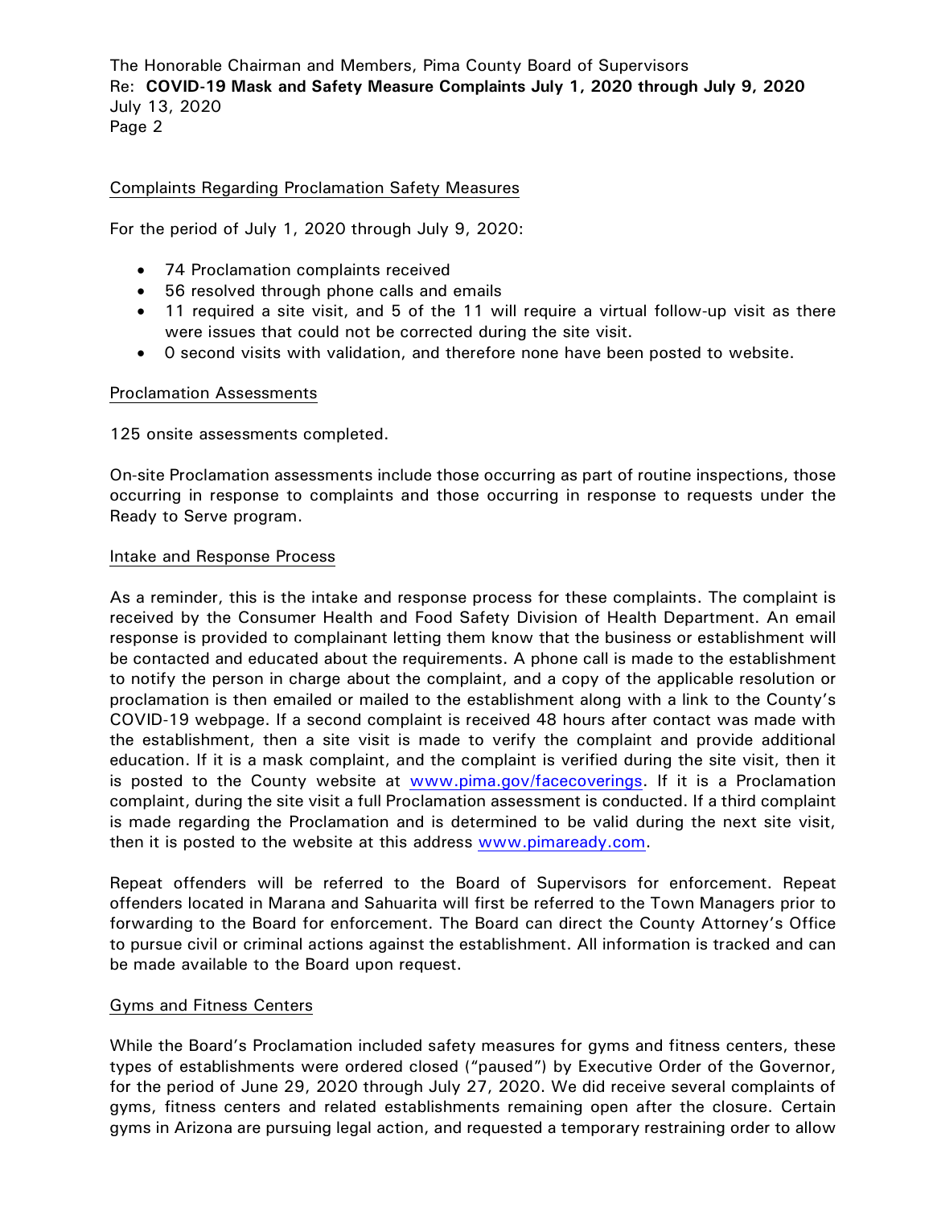Complaints Regarding Proclamation Safety Measures

For the period of July 1, 2020 through July 9, 2020:

- 74 Proclamation complaints received
- 56 resolved through phone calls and emails
- 11 required a site visit, and 5 of the 11 will require a virtual follow-up visit as there were issues that could not be corrected during the site visit.
- 0 second visits with validation, and therefore none have been posted to website.

Proclamation Assessments

125 onsite assessments completed.

On-site Proclamation assessments include those occurring as part of routine inspections, those occurring in response to complaints and those occurring in response to requests under the Ready to Serve program.

Intake and Response Process

As a reminder, this is the intake and response process for these complaints. The complaint is received by the Consumer Health and Food Safety Division of Health Department. An email response is provided to complainant letting them know that the business or establishment will be contacted and educated about the requirements. A phone call is made to the establishment to notify the person in charge about the complaint, and a copy of the applicable resolution or proclamation is then emailed or mailed to the establishment along with a link to the County's COVID-19 webpage. If a second complaint is received 48 hours after contact was made with the establishment, then a site visit is made to verify the complaint and provide additional education. If it is a mask complaint, and the complaint is verified during the site visit, then it is posted to the County website at www.pima.gov/facecoverings. If it is a Proclamation complaint, during the site visit a full Proclamation assessment is conducted. If a third complaint is made regarding the Proclamation and is determined to be valid during the next site visit, then it is posted to the website at this address www.pimaready.com.

Repeat offenders will be referred to the Board of Supervisors for enforcement. Repeat offenders located in Marana and Sahuarita will first be referred to the Town Managers prior to forwarding to the Board for enforcement. The Board can direct the County Attorney's Office to pursue civil or criminal actions against the establishment. All information is tracked and can be made available to the Board upon request.

Gyms and Fitness Centers

While the Board's Proclamation included safety measures for gyms and fitness centers, these types of establishments were ordered closed ("paused") by Executive Order of the Governor, for the period of June 29, 2020 through July 27, 2020. We did receive several complaints of gyms, fitness centers and related establishments remaining open after the closure. Certain gyms in Arizona are pursuing legal action, and requested a temporary restraining order to allow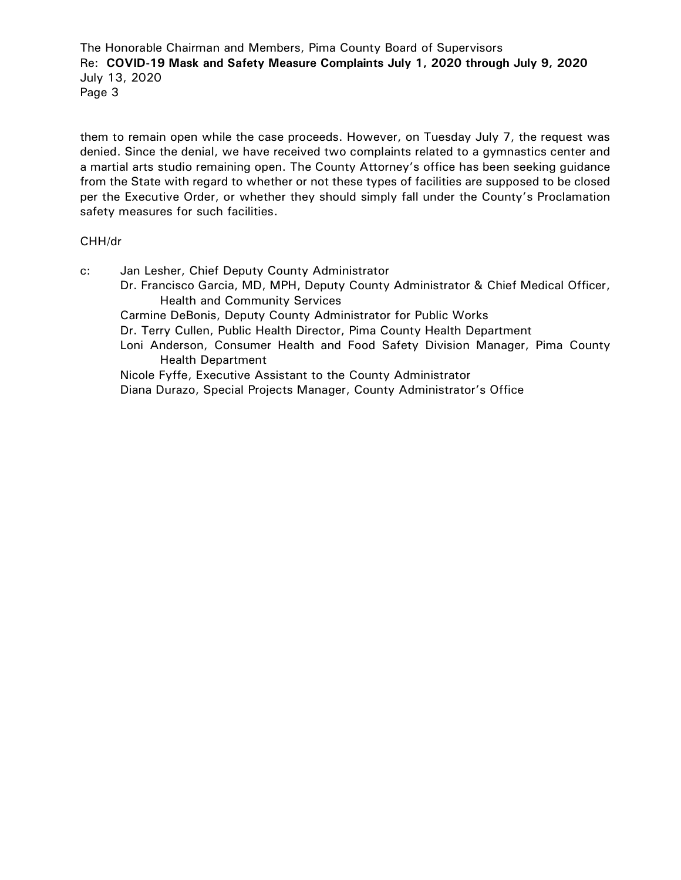them to remain open while the case proceeds. However, on Tuesday July 7, the request was denied. Since the denial, we have received two complaints related to a gymnastics center and a martial arts studio remaining open. The County Attorney's office has been seeking guidance from the State with regard to whether or not these types of facilities are supposed to be closed per the Executive Order, or whether they should simply fall under the County's Proclamation safety measures for such facilities.

CHH/dr

c: Jan Lesher, Chief Deputy County Administrator
Dr. Francisco Garcia, MD, MPH, Deputy County Administrator & Chief Medical Officer, Health and Community Services
Carmine DeBonis, Deputy County Administrator for Public Works
Dr. Terry Cullen, Public Health Director, Pima County Health Department
Loni Anderson, Consumer Health and Food Safety Division Manager, Pima County Health Department
Nicole Fyffe, Executive Assistant to the County Administrator
Diana Durazo, Special Projects Manager, County Administrator's Office